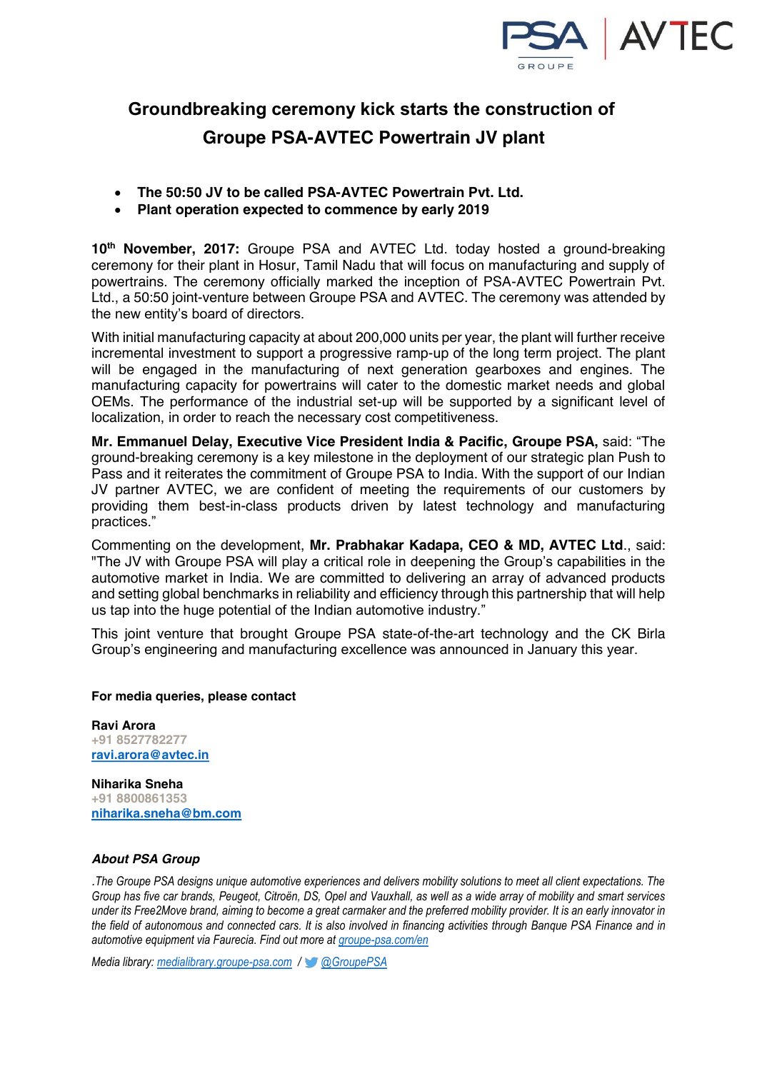# Groundbreaking ceremony kick starts the construction of Groupe PSA-AVTEC Powertrain JV plant

- **The 50:50 JV to be called PSA-AVTEC Powertrain Pvt. Ltd.**
- **Plant operation expected to commence by early 2019**

**10th November, 2017:** Groupe PSA and AVTEC Ltd. today hosted a ground-breaking ceremony for their plant in Hosur, Tamil Nadu that will focus on manufacturing and supply of powertrains. The ceremony officially marked the inception of PSA-AVTEC Powertrain Pvt. Ltd., a 50:50 joint-venture between Groupe PSA and AVTEC. The ceremony was attended by the new entity's board of directors.

With initial manufacturing capacity at about 200,000 units per year, the plant will further receive incremental investment to support a progressive ramp-up of the long term project. The plant will be engaged in the manufacturing of next generation gearboxes and engines. The manufacturing capacity for powertrains will cater to the domestic market needs and global OEMs. The performance of the industrial set-up will be supported by a significant level of localization, in order to reach the necessary cost competitiveness.

**Mr. Emmanuel Delay, Executive Vice President India & Pacific, Groupe PSA,** said: "The ground-breaking ceremony is a key milestone in the deployment of our strategic plan Push to Pass and it reiterates the commitment of Groupe PSA to India. With the support of our Indian JV partner AVTEC, we are confident of meeting the requirements of our customers by providing them best-in-class products driven by latest technology and manufacturing practices."

Commenting on the development, **Mr. Prabhakar Kadapa, CEO & MD, AVTEC Ltd**., said: "The JV with Groupe PSA will play a critical role in deepening the Group's capabilities in the automotive market in India. We are committed to delivering an array of advanced products and setting global benchmarks in reliability and efficiency through this partnership that will help us tap into the huge potential of the Indian automotive industry."

This joint venture that brought Groupe PSA state-of-the-art technology and the CK Birla Group's engineering and manufacturing excellence was announced in January this year.

**For media queries, please contact**

**Ravi Arora**
+91 8527782277
ravi.arora@avtec.in

**Niharika Sneha**
+91 8800861353
niharika.sneha@bm.com

***About PSA Group***

*.The Groupe PSA designs unique automotive experiences and delivers mobility solutions to meet all client expectations. The Group has five car brands, Peugeot, Citroën, DS, Opel and Vauxhall, as well as a wide array of mobility and smart services under its Free2Move brand, aiming to become a great carmaker and the preferred mobility provider. It is an early innovator in the field of autonomous and connected cars. It is also involved in financing activities through Banque PSA Finance and in automotive equipment via Faurecia. Find out more at groupe-psa.com/en*

*Media library: medialibrary.groupe-psa.com / @GroupePSA*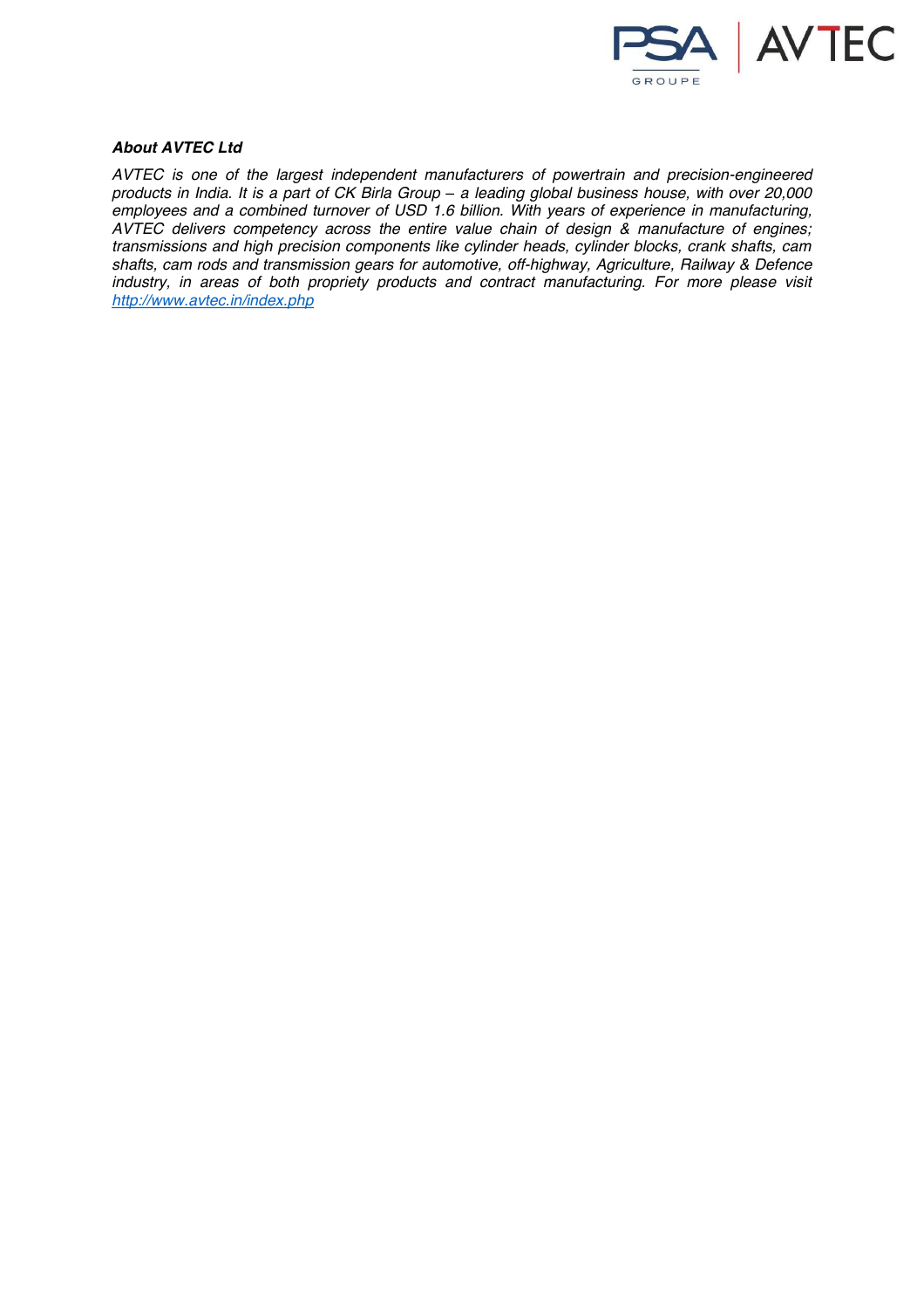***About AVTEC Ltd***

*AVTEC is one of the largest independent manufacturers of powertrain and precision-engineered products in India. It is a part of CK Birla Group – a leading global business house, with over 20,000 employees and a combined turnover of USD 1.6 billion. With years of experience in manufacturing, AVTEC delivers competency across the entire value chain of design & manufacture of engines; transmissions and high precision components like cylinder heads, cylinder blocks, crank shafts, cam shafts, cam rods and transmission gears for automotive, off-highway, Agriculture, Railway & Defence industry, in areas of both propriety products and contract manufacturing. For more please visit [http://www.avtec.in/index.php](http://www.avtec.in/index.php)*